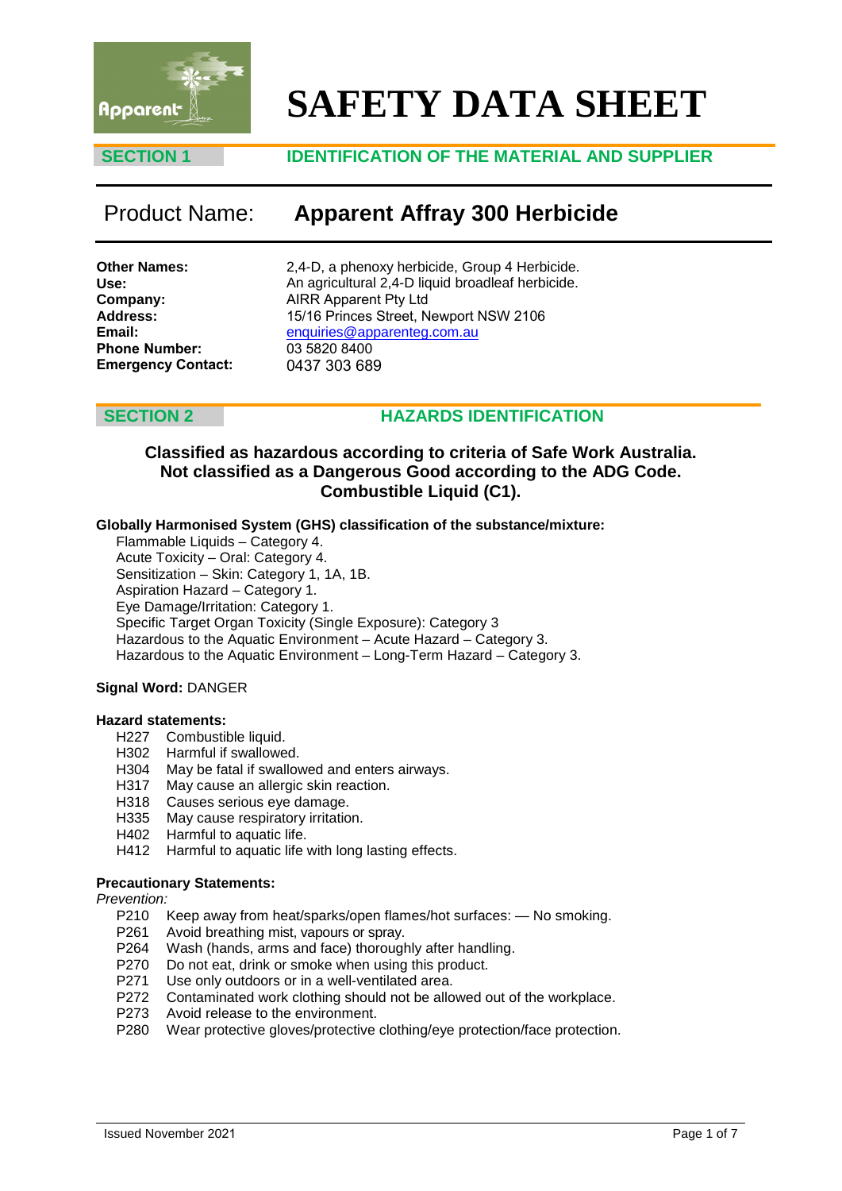# SAFETY DATA SHEET

## SECTION 1 IDENTIFICATION OF THE MATERIAL AND SUPPLIER

**Product Name: Apparent Affray 300 Herbicide**

**Other Names:** 2,4-D, a phenoxy herbicide, Group 4 Herbicide.
**Use:** An agricultural 2,4-D liquid broadleaf herbicide.
**Company:** AIRR Apparent Pty Ltd
**Address:** 15/16 Princes Street, Newport NSW 2106
**Email:** enquiries@apparenteg.com.au
**Phone Number:** 03 5820 8400
**Emergency Contact:** 0437 303 689

## SECTION 2 HAZARDS IDENTIFICATION

**Classified as hazardous according to criteria of Safe Work Australia.**
**Not classified as a Dangerous Good according to the ADG Code.**
**Combustible Liquid (C1).**

**Globally Harmonised System (GHS) classification of the substance/mixture:**

Flammable Liquids – Category 4.
Acute Toxicity – Oral: Category 4.
Sensitization – Skin: Category 1, 1A, 1B.
Aspiration Hazard – Category 1.
Eye Damage/Irritation: Category 1.
Specific Target Organ Toxicity (Single Exposure): Category 3
Hazardous to the Aquatic Environment – Acute Hazard – Category 3.
Hazardous to the Aquatic Environment – Long-Term Hazard – Category 3.

**Signal Word:** DANGER

**Hazard statements:**

H227 Combustible liquid.
H302 Harmful if swallowed.
H304 May be fatal if swallowed and enters airways.
H317 May cause an allergic skin reaction.
H318 Causes serious eye damage.
H335 May cause respiratory irritation.
H402 Harmful to aquatic life.
H412 Harmful to aquatic life with long lasting effects.

**Precautionary Statements:**

*Prevention:*

P210 Keep away from heat/sparks/open flames/hot surfaces: — No smoking.
P261 Avoid breathing mist, vapours or spray.
P264 Wash (hands, arms and face) thoroughly after handling.
P270 Do not eat, drink or smoke when using this product.
P271 Use only outdoors or in a well-ventilated area.
P272 Contaminated work clothing should not be allowed out of the workplace.
P273 Avoid release to the environment.
P280 Wear protective gloves/protective clothing/eye protection/face protection.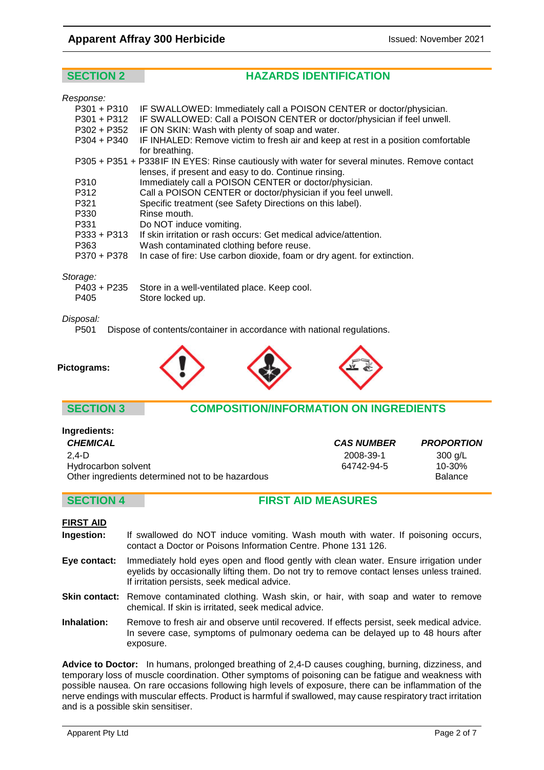## SECTION 2 HAZARDS IDENTIFICATION

*Response:*

| | |
|---|---|
| P301 + P310 | IF SWALLOWED: Immediately call a POISON CENTER or doctor/physician. |
| P301 + P312 | IF SWALLOWED: Call a POISON CENTER or doctor/physician if feel unwell. |
| P302 + P352 | IF ON SKIN: Wash with plenty of soap and water. |
| P304 + P340 | IF INHALED: Remove victim to fresh air and keep at rest in a position comfortable for breathing. |
| P305 + P351 + P338 | IF IN EYES: Rinse cautiously with water for several minutes. Remove contact lenses, if present and easy to do. Continue rinsing. |
| P310 | Immediately call a POISON CENTER or doctor/physician. |
| P312 | Call a POISON CENTER or doctor/physician if you feel unwell. |
| P321 | Specific treatment (see Safety Directions on this label). |
| P330 | Rinse mouth. |
| P331 | Do NOT induce vomiting. |
| P333 + P313 | If skin irritation or rash occurs: Get medical advice/attention. |
| P363 | Wash contaminated clothing before reuse. |
| P370 + P378 | In case of fire: Use carbon dioxide, foam or dry agent. for extinction. |

*Storage:*

| | |
|---|---|
| P403 + P235 | Store in a well-ventilated place. Keep cool. |
| P405 | Store locked up. |

*Disposal:*

P501 Dispose of contents/container in accordance with national regulations.

**Pictograms:**

## SECTION 3 COMPOSITION/INFORMATION ON INGREDIENTS

**Ingredients:**

| *CHEMICAL* | *CAS NUMBER* | *PROPORTION* |
|---|---|---|
| 2,4-D | 2008-39-1 | 300 g/L |
| Hydrocarbon solvent | 64742-94-5 | 10-30% |
| Other ingredients determined not to be hazardous | | Balance |

## SECTION 4 FIRST AID MEASURES

**FIRST AID**

**Ingestion:** If swallowed do NOT induce vomiting. Wash mouth with water. If poisoning occurs, contact a Doctor or Poisons Information Centre. Phone 131 126.

**Eye contact:** Immediately hold eyes open and flood gently with clean water. Ensure irrigation under eyelids by occasionally lifting them. Do not try to remove contact lenses unless trained. If irritation persists, seek medical advice.

**Skin contact:** Remove contaminated clothing. Wash skin, or hair, with soap and water to remove chemical. If skin is irritated, seek medical advice.

**Inhalation:** Remove to fresh air and observe until recovered. If effects persist, seek medical advice. In severe case, symptoms of pulmonary oedema can be delayed up to 48 hours after exposure.

**Advice to Doctor:** In humans, prolonged breathing of 2,4-D causes coughing, burning, dizziness, and temporary loss of muscle coordination. Other symptoms of poisoning can be fatigue and weakness with possible nausea. On rare occasions following high levels of exposure, there can be inflammation of the nerve endings with muscular effects. Product is harmful if swallowed, may cause respiratory tract irritation and is a possible skin sensitiser.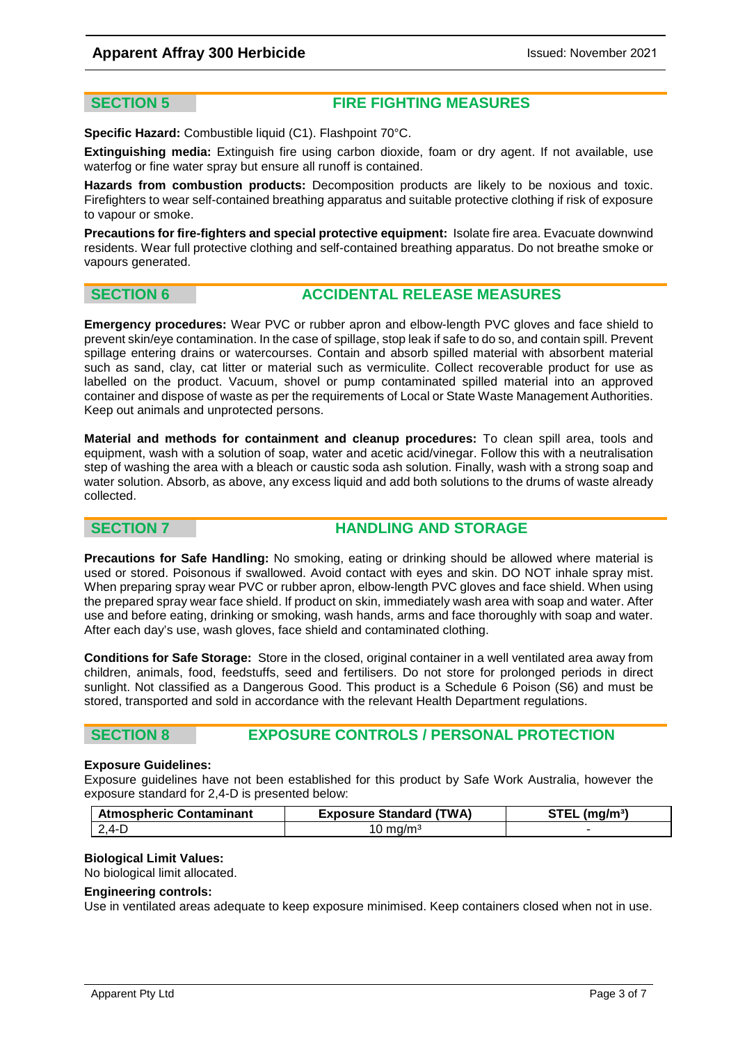## SECTION 5 FIRE FIGHTING MEASURES

**Specific Hazard:** Combustible liquid (C1). Flashpoint 70°C.

**Extinguishing media:** Extinguish fire using carbon dioxide, foam or dry agent. If not available, use waterfog or fine water spray but ensure all runoff is contained.

**Hazards from combustion products:** Decomposition products are likely to be noxious and toxic. Firefighters to wear self-contained breathing apparatus and suitable protective clothing if risk of exposure to vapour or smoke.

**Precautions for fire-fighters and special protective equipment:** Isolate fire area. Evacuate downwind residents. Wear full protective clothing and self-contained breathing apparatus. Do not breathe smoke or vapours generated.

## SECTION 6 ACCIDENTAL RELEASE MEASURES

**Emergency procedures:** Wear PVC or rubber apron and elbow-length PVC gloves and face shield to prevent skin/eye contamination. In the case of spillage, stop leak if safe to do so, and contain spill. Prevent spillage entering drains or watercourses. Contain and absorb spilled material with absorbent material such as sand, clay, cat litter or material such as vermiculite. Collect recoverable product for use as labelled on the product. Vacuum, shovel or pump contaminated spilled material into an approved container and dispose of waste as per the requirements of Local or State Waste Management Authorities. Keep out animals and unprotected persons.

**Material and methods for containment and cleanup procedures:** To clean spill area, tools and equipment, wash with a solution of soap, water and acetic acid/vinegar. Follow this with a neutralisation step of washing the area with a bleach or caustic soda ash solution. Finally, wash with a strong soap and water solution. Absorb, as above, any excess liquid and add both solutions to the drums of waste already collected.

## SECTION 7 HANDLING AND STORAGE

**Precautions for Safe Handling:** No smoking, eating or drinking should be allowed where material is used or stored. Poisonous if swallowed. Avoid contact with eyes and skin. DO NOT inhale spray mist. When preparing spray wear PVC or rubber apron, elbow-length PVC gloves and face shield. When using the prepared spray wear face shield. If product on skin, immediately wash area with soap and water. After use and before eating, drinking or smoking, wash hands, arms and face thoroughly with soap and water. After each day's use, wash gloves, face shield and contaminated clothing.

**Conditions for Safe Storage:** Store in the closed, original container in a well ventilated area away from children, animals, food, feedstuffs, seed and fertilisers. Do not store for prolonged periods in direct sunlight. Not classified as a Dangerous Good. This product is a Schedule 6 Poison (S6) and must be stored, transported and sold in accordance with the relevant Health Department regulations.

## SECTION 8 EXPOSURE CONTROLS / PERSONAL PROTECTION

**Exposure Guidelines:**

Exposure guidelines have not been established for this product by Safe Work Australia, however the exposure standard for 2,4-D is presented below:

| Atmospheric Contaminant | Exposure Standard (TWA) | STEL (mg/m³) |
|---|---|---|
| 2,4-D | 10 mg/m³ | - |

**Biological Limit Values:**

No biological limit allocated.

**Engineering controls:**

Use in ventilated areas adequate to keep exposure minimised. Keep containers closed when not in use.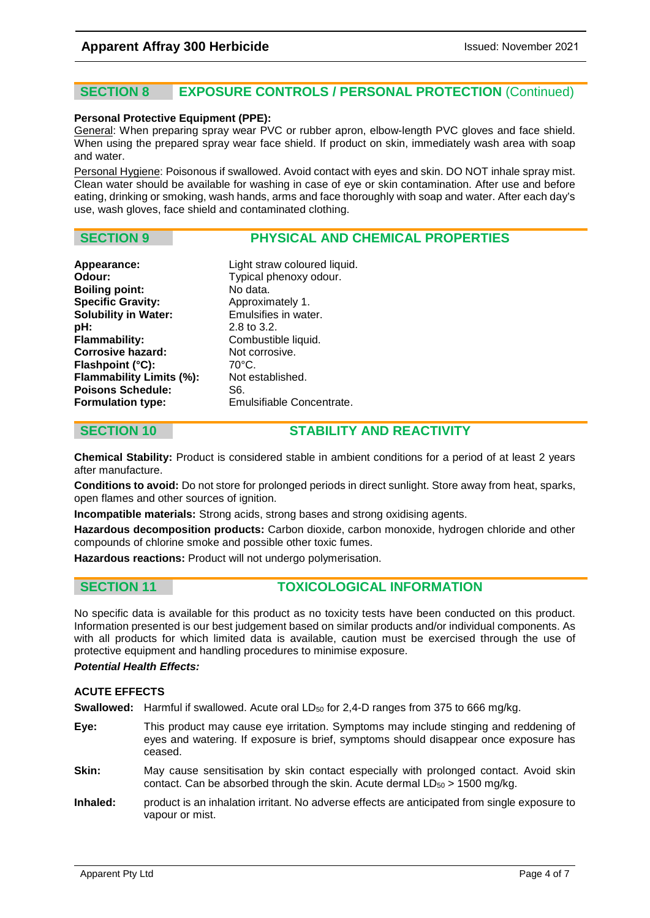## SECTION 8 EXPOSURE CONTROLS / PERSONAL PROTECTION (Continued)

**Personal Protective Equipment (PPE):**

General: When preparing spray wear PVC or rubber apron, elbow-length PVC gloves and face shield. When using the prepared spray wear face shield. If product on skin, immediately wash area with soap and water.

Personal Hygiene: Poisonous if swallowed. Avoid contact with eyes and skin. DO NOT inhale spray mist. Clean water should be available for washing in case of eye or skin contamination. After use and before eating, drinking or smoking, wash hands, arms and face thoroughly with soap and water. After each day's use, wash gloves, face shield and contaminated clothing.

## SECTION 9 PHYSICAL AND CHEMICAL PROPERTIES

| | |
|---|---|
| **Appearance:** | Light straw coloured liquid. |
| **Odour:** | Typical phenoxy odour. |
| **Boiling point:** | No data. |
| **Specific Gravity:** | Approximately 1. |
| **Solubility in Water:** | Emulsifies in water. |
| **pH:** | 2.8 to 3.2. |
| **Flammability:** | Combustible liquid. |
| **Corrosive hazard:** | Not corrosive. |
| **Flashpoint (°C):** | 70°C. |
| **Flammability Limits (%):** | Not established. |
| **Poisons Schedule:** | S6. |
| **Formulation type:** | Emulsifiable Concentrate. |

## SECTION 10 STABILITY AND REACTIVITY

**Chemical Stability:** Product is considered stable in ambient conditions for a period of at least 2 years after manufacture.

**Conditions to avoid:** Do not store for prolonged periods in direct sunlight. Store away from heat, sparks, open flames and other sources of ignition.

**Incompatible materials:** Strong acids, strong bases and strong oxidising agents.

**Hazardous decomposition products:** Carbon dioxide, carbon monoxide, hydrogen chloride and other compounds of chlorine smoke and possible other toxic fumes.

**Hazardous reactions:** Product will not undergo polymerisation.

## SECTION 11 TOXICOLOGICAL INFORMATION

No specific data is available for this product as no toxicity tests have been conducted on this product. Information presented is our best judgement based on similar products and/or individual components. As with all products for which limited data is available, caution must be exercised through the use of protective equipment and handling procedures to minimise exposure.

***Potential Health Effects:***

**ACUTE EFFECTS**

**Swallowed:** Harmful if swallowed. Acute oral $LD_{50}$ for 2,4-D ranges from 375 to 666 mg/kg.

**Eye:** This product may cause eye irritation. Symptoms may include stinging and reddening of eyes and watering. If exposure is brief, symptoms should disappear once exposure has ceased.

**Skin:** May cause sensitisation by skin contact especially with prolonged contact. Avoid skin contact. Can be absorbed through the skin. Acute dermal $LD_{50}$ > 1500 mg/kg.

**Inhaled:** product is an inhalation irritant. No adverse effects are anticipated from single exposure to vapour or mist.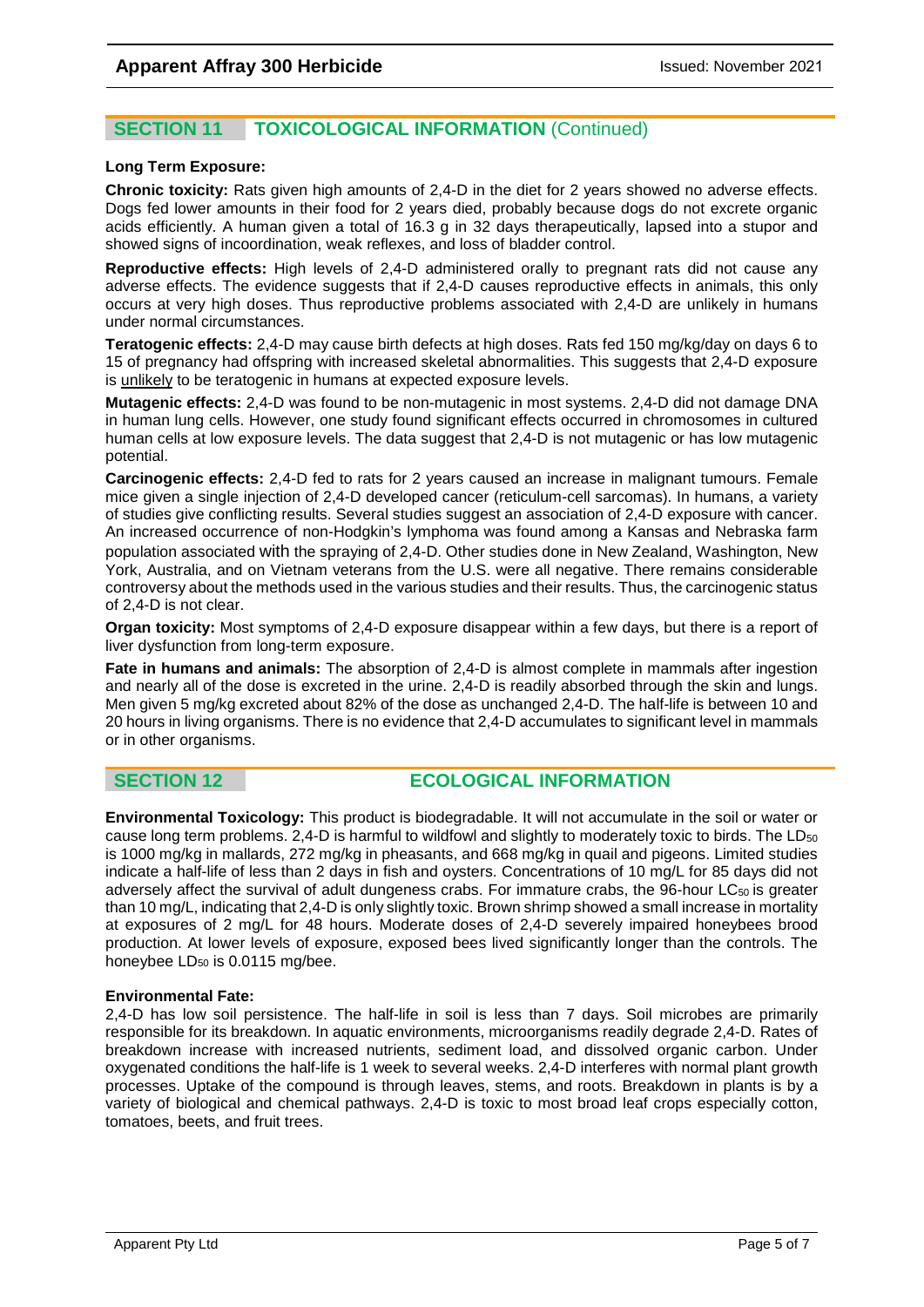## SECTION 11 TOXICOLOGICAL INFORMATION (Continued)

**Long Term Exposure:**

**Chronic toxicity:** Rats given high amounts of 2,4-D in the diet for 2 years showed no adverse effects. Dogs fed lower amounts in their food for 2 years died, probably because dogs do not excrete organic acids efficiently. A human given a total of 16.3 g in 32 days therapeutically, lapsed into a stupor and showed signs of incoordination, weak reflexes, and loss of bladder control.

**Reproductive effects:** High levels of 2,4-D administered orally to pregnant rats did not cause any adverse effects. The evidence suggests that if 2,4-D causes reproductive effects in animals, this only occurs at very high doses. Thus reproductive problems associated with 2,4-D are unlikely in humans under normal circumstances.

**Teratogenic effects:** 2,4-D may cause birth defects at high doses. Rats fed 150 mg/kg/day on days 6 to 15 of pregnancy had offspring with increased skeletal abnormalities. This suggests that 2,4-D exposure is unlikely to be teratogenic in humans at expected exposure levels.

**Mutagenic effects:** 2,4-D was found to be non-mutagenic in most systems. 2,4-D did not damage DNA in human lung cells. However, one study found significant effects occurred in chromosomes in cultured human cells at low exposure levels. The data suggest that 2,4-D is not mutagenic or has low mutagenic potential.

**Carcinogenic effects:** 2,4-D fed to rats for 2 years caused an increase in malignant tumours. Female mice given a single injection of 2,4-D developed cancer (reticulum-cell sarcomas). In humans, a variety of studies give conflicting results. Several studies suggest an association of 2,4-D exposure with cancer. An increased occurrence of non-Hodgkin's lymphoma was found among a Kansas and Nebraska farm population associated with the spraying of 2,4-D. Other studies done in New Zealand, Washington, New York, Australia, and on Vietnam veterans from the U.S. were all negative. There remains considerable controversy about the methods used in the various studies and their results. Thus, the carcinogenic status of 2,4-D is not clear.

**Organ toxicity:** Most symptoms of 2,4-D exposure disappear within a few days, but there is a report of liver dysfunction from long-term exposure.

**Fate in humans and animals:** The absorption of 2,4-D is almost complete in mammals after ingestion and nearly all of the dose is excreted in the urine. 2,4-D is readily absorbed through the skin and lungs. Men given 5 mg/kg excreted about 82% of the dose as unchanged 2,4-D. The half-life is between 10 and 20 hours in living organisms. There is no evidence that 2,4-D accumulates to significant level in mammals or in other organisms.

## SECTION 12 ECOLOGICAL INFORMATION

**Environmental Toxicology:** This product is biodegradable. It will not accumulate in the soil or water or cause long term problems. 2,4-D is harmful to wildfowl and slightly to moderately toxic to birds. The $LD_{50}$ is 1000 mg/kg in mallards, 272 mg/kg in pheasants, and 668 mg/kg in quail and pigeons. Limited studies indicate a half-life of less than 2 days in fish and oysters. Concentrations of 10 mg/L for 85 days did not adversely affect the survival of adult dungeness crabs. For immature crabs, the 96-hour $LC_{50}$ is greater than 10 mg/L, indicating that 2,4-D is only slightly toxic. Brown shrimp showed a small increase in mortality at exposures of 2 mg/L for 48 hours. Moderate doses of 2,4-D severely impaired honeybees brood production. At lower levels of exposure, exposed bees lived significantly longer than the controls. The honeybee $LD_{50}$ is 0.0115 mg/bee.

**Environmental Fate:**

2,4-D has low soil persistence. The half-life in soil is less than 7 days. Soil microbes are primarily responsible for its breakdown. In aquatic environments, microorganisms readily degrade 2,4-D. Rates of breakdown increase with increased nutrients, sediment load, and dissolved organic carbon. Under oxygenated conditions the half-life is 1 week to several weeks. 2,4-D interferes with normal plant growth processes. Uptake of the compound is through leaves, stems, and roots. Breakdown in plants is by a variety of biological and chemical pathways. 2,4-D is toxic to most broad leaf crops especially cotton, tomatoes, beets, and fruit trees.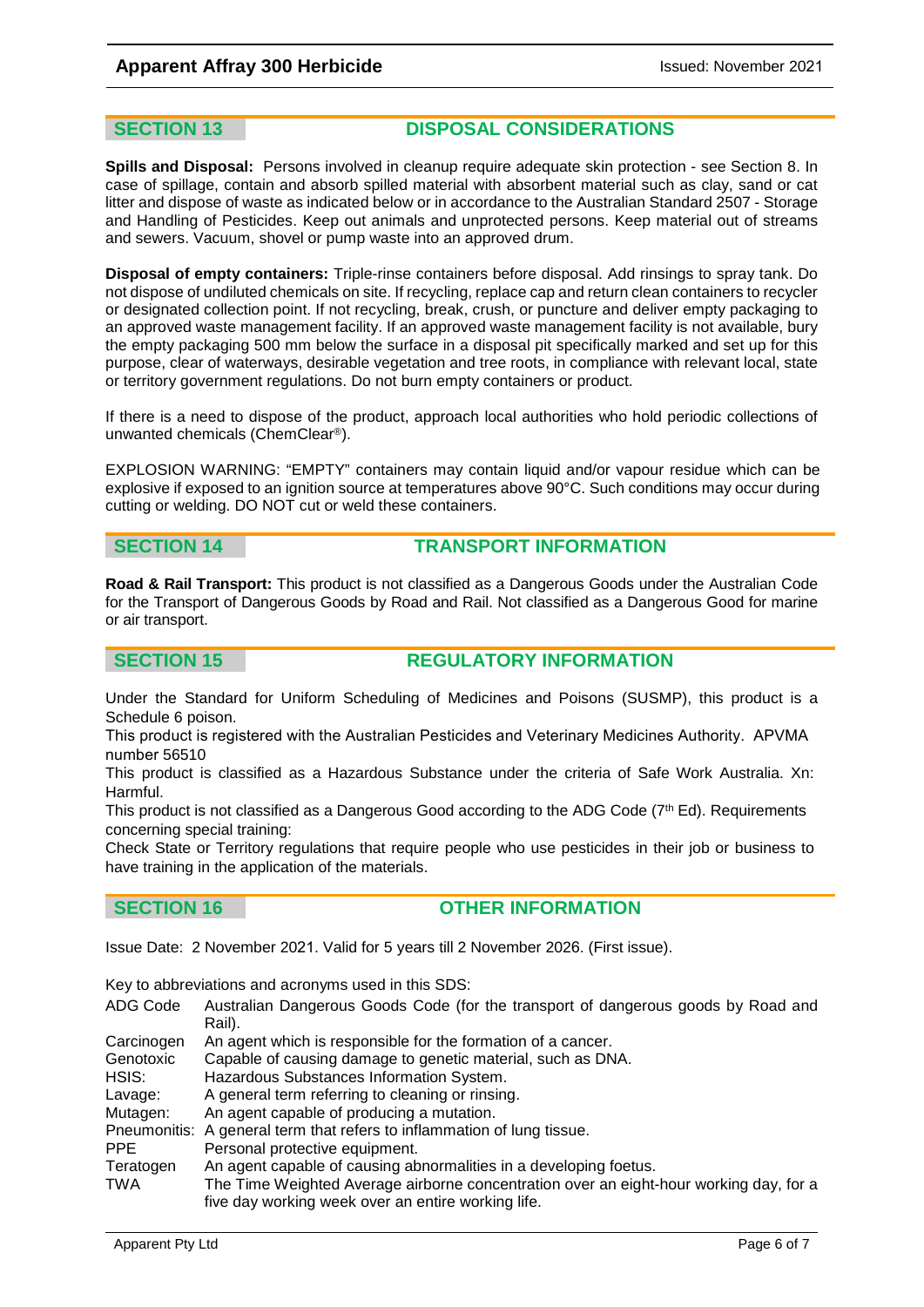## SECTION 13 DISPOSAL CONSIDERATIONS

**Spills and Disposal:** Persons involved in cleanup require adequate skin protection - see Section 8. In case of spillage, contain and absorb spilled material with absorbent material such as clay, sand or cat litter and dispose of waste as indicated below or in accordance to the Australian Standard 2507 - Storage and Handling of Pesticides. Keep out animals and unprotected persons. Keep material out of streams and sewers. Vacuum, shovel or pump waste into an approved drum.

**Disposal of empty containers:** Triple-rinse containers before disposal. Add rinsings to spray tank. Do not dispose of undiluted chemicals on site. If recycling, replace cap and return clean containers to recycler or designated collection point. If not recycling, break, crush, or puncture and deliver empty packaging to an approved waste management facility. If an approved waste management facility is not available, bury the empty packaging 500 mm below the surface in a disposal pit specifically marked and set up for this purpose, clear of waterways, desirable vegetation and tree roots, in compliance with relevant local, state or territory government regulations. Do not burn empty containers or product.

If there is a need to dispose of the product, approach local authorities who hold periodic collections of unwanted chemicals (ChemClear®).

EXPLOSION WARNING: "EMPTY" containers may contain liquid and/or vapour residue which can be explosive if exposed to an ignition source at temperatures above 90°C. Such conditions may occur during cutting or welding. DO NOT cut or weld these containers.

## SECTION 14 TRANSPORT INFORMATION

**Road & Rail Transport:** This product is not classified as a Dangerous Goods under the Australian Code for the Transport of Dangerous Goods by Road and Rail. Not classified as a Dangerous Good for marine or air transport.

## SECTION 15 REGULATORY INFORMATION

Under the Standard for Uniform Scheduling of Medicines and Poisons (SUSMP), this product is a Schedule 6 poison.
This product is registered with the Australian Pesticides and Veterinary Medicines Authority. APVMA number 56510
This product is classified as a Hazardous Substance under the criteria of Safe Work Australia. Xn: Harmful.
This product is not classified as a Dangerous Good according to the ADG Code (7th Ed). Requirements concerning special training:
Check State or Territory regulations that require people who use pesticides in their job or business to have training in the application of the materials.

## SECTION 16 OTHER INFORMATION

Issue Date: 2 November 2021. Valid for 5 years till 2 November 2026. (First issue).

Key to abbreviations and acronyms used in this SDS:

| | |
|---|---|
| ADG Code | Australian Dangerous Goods Code (for the transport of dangerous goods by Road and Rail). |
| Carcinogen | An agent which is responsible for the formation of a cancer. |
| Genotoxic | Capable of causing damage to genetic material, such as DNA. |
| HSIS: | Hazardous Substances Information System. |
| Lavage: | A general term referring to cleaning or rinsing. |
| Mutagen: | An agent capable of producing a mutation. |
| Pneumonitis: | A general term that refers to inflammation of lung tissue. |
| PPE | Personal protective equipment. |
| Teratogen | An agent capable of causing abnormalities in a developing foetus. |
| TWA | The Time Weighted Average airborne concentration over an eight-hour working day, for a five day working week over an entire working life. |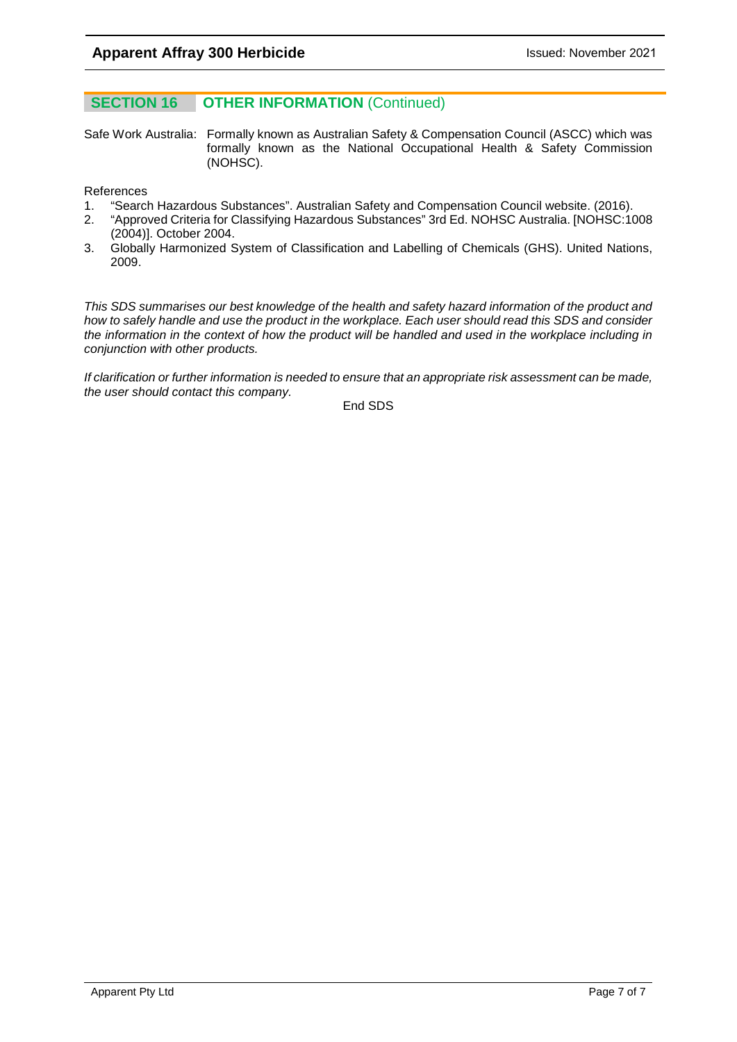## SECTION 16 OTHER INFORMATION (Continued)

Safe Work Australia: Formally known as Australian Safety & Compensation Council (ASCC) which was formally known as the National Occupational Health & Safety Commission (NOHSC).

References

1. "Search Hazardous Substances". Australian Safety and Compensation Council website. (2016).
2. "Approved Criteria for Classifying Hazardous Substances" 3rd Ed. NOHSC Australia. [NOHSC:1008 (2004)]. October 2004.
3. Globally Harmonized System of Classification and Labelling of Chemicals (GHS). United Nations, 2009.

*This SDS summarises our best knowledge of the health and safety hazard information of the product and how to safely handle and use the product in the workplace. Each user should read this SDS and consider the information in the context of how the product will be handled and used in the workplace including in conjunction with other products.*

*If clarification or further information is needed to ensure that an appropriate risk assessment can be made, the user should contact this company.*

End SDS